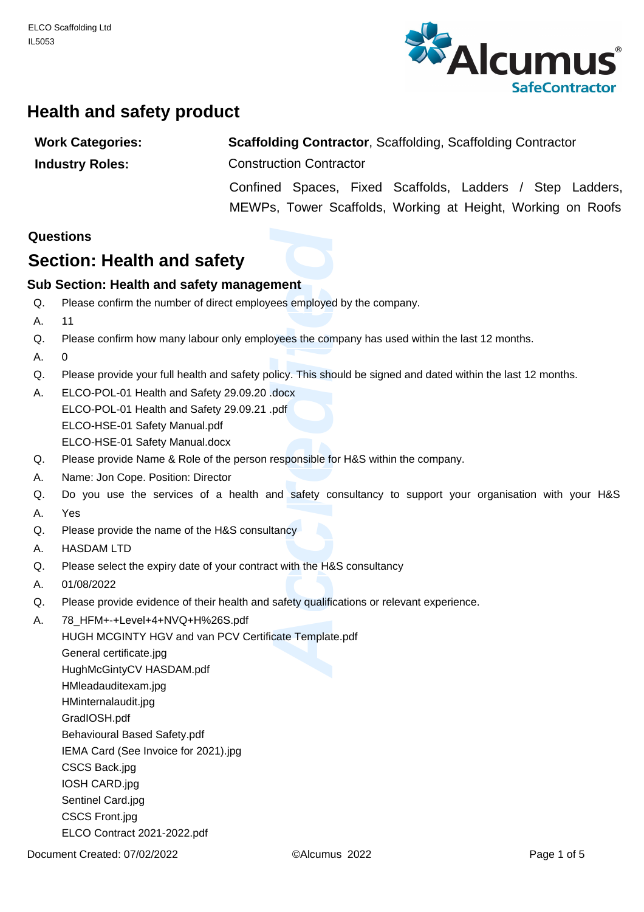ELCO Scaffolding Ltd
IL5053

# Health and safety product

| | |
|---|---|
| **Work Categories:** | **Scaffolding Contractor**, Scaffolding, Scaffolding Contractor |
| **Industry Roles:** | Construction Contractor |
| | Confined Spaces, Fixed Scaffolds, Ladders / Step Ladders, MEWPs, Tower Scaffolds, Working at Height, Working on Roofs |

**Questions**

## Section: Health and safety

### Sub Section: Health and safety management

Q. Please confirm the number of direct employees employed by the company.

A. 11

Q. Please confirm how many labour only employees the company has used within the last 12 months.

A. 0

Q. Please provide your full health and safety policy. This should be signed and dated within the last 12 months.

A. ELCO-POL-01 Health and Safety 29.09.20 .docx
ELCO-POL-01 Health and Safety 29.09.21 .pdf
ELCO-HSE-01 Safety Manual.pdf
ELCO-HSE-01 Safety Manual.docx

Q. Please provide Name & Role of the person responsible for H&S within the company.

A. Name: Jon Cope. Position: Director

Q. Do you use the services of a health and safety consultancy to support your organisation with your H&S

A. Yes

Q. Please provide the name of the H&S consultancy

A. HASDAM LTD

Q. Please select the expiry date of your contract with the H&S consultancy

A. 01/08/2022

Q. Please provide evidence of their health and safety qualifications or relevant experience.

A. 78_HFM+-+Level+4+NVQ+H%26S.pdf
HUGH MCGINTY HGV and van PCV Certificate Template.pdf
General certificate.jpg
HughMcGintyCV HASDAM.pdf
HMleadauditexam.jpg
HMinternalaudit.jpg
GradIOSH.pdf
Behavioural Based Safety.pdf
IEMA Card (See Invoice for 2021).jpg
CSCS Back.jpg
IOSH CARD.jpg
Sentinel Card.jpg
CSCS Front.jpg
ELCO Contract 2021-2022.pdf

Document Created: 07/02/2022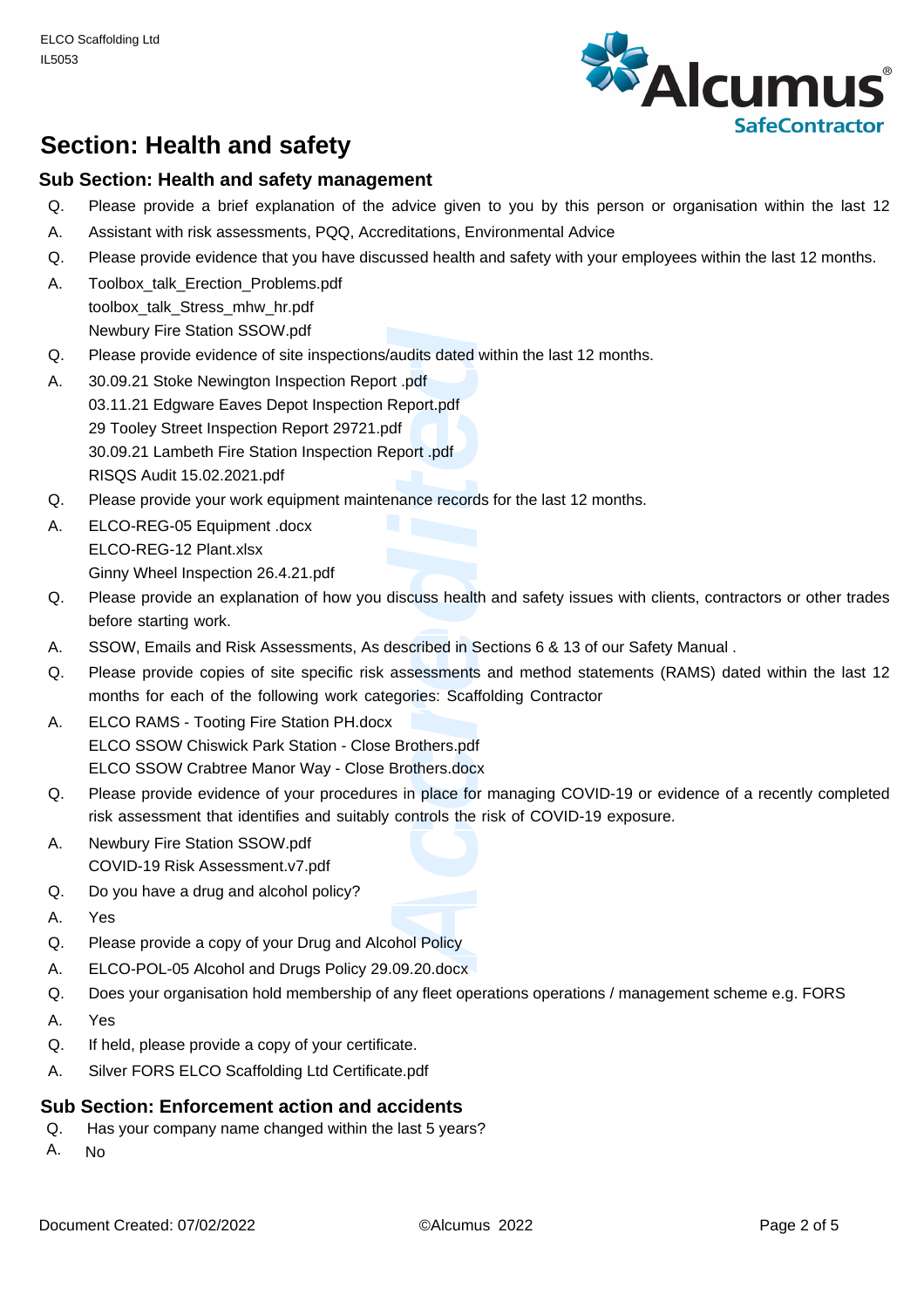# Section: Health and safety

## Sub Section: Health and safety management

Q. Please provide a brief explanation of the advice given to you by this person or organisation within the last 12

A. Assistant with risk assessments, PQQ, Accreditations, Environmental Advice

Q. Please provide evidence that you have discussed health and safety with your employees within the last 12 months.

A. Toolbox_talk_Erection_Problems.pdf
toolbox_talk_Stress_mhw_hr.pdf
Newbury Fire Station SSOW.pdf

Q. Please provide evidence of site inspections/audits dated within the last 12 months.

A. 30.09.21 Stoke Newington Inspection Report .pdf
03.11.21 Edgware Eaves Depot Inspection Report.pdf
29 Tooley Street Inspection Report 29721.pdf
30.09.21 Lambeth Fire Station Inspection Report .pdf
RISQS Audit 15.02.2021.pdf

Q. Please provide your work equipment maintenance records for the last 12 months.

A. ELCO-REG-05 Equipment .docx
ELCO-REG-12 Plant.xlsx
Ginny Wheel Inspection 26.4.21.pdf

Q. Please provide an explanation of how you discuss health and safety issues with clients, contractors or other trades before starting work.

A. SSOW, Emails and Risk Assessments, As described in Sections 6 & 13 of our Safety Manual .

Q. Please provide copies of site specific risk assessments and method statements (RAMS) dated within the last 12 months for each of the following work categories: Scaffolding Contractor

A. ELCO RAMS - Tooting Fire Station PH.docx
ELCO SSOW Chiswick Park Station - Close Brothers.pdf
ELCO SSOW Crabtree Manor Way - Close Brothers.docx

Q. Please provide evidence of your procedures in place for managing COVID-19 or evidence of a recently completed risk assessment that identifies and suitably controls the risk of COVID-19 exposure.

A. Newbury Fire Station SSOW.pdf
COVID-19 Risk Assessment.v7.pdf

Q. Do you have a drug and alcohol policy?

A. Yes

Q. Please provide a copy of your Drug and Alcohol Policy

A. ELCO-POL-05 Alcohol and Drugs Policy 29.09.20.docx

Q. Does your organisation hold membership of any fleet operations operations / management scheme e.g. FORS

A. Yes

Q. If held, please provide a copy of your certificate.

A. Silver FORS ELCO Scaffolding Ltd Certificate.pdf

## Sub Section: Enforcement action and accidents

Q. Has your company name changed within the last 5 years?

A. No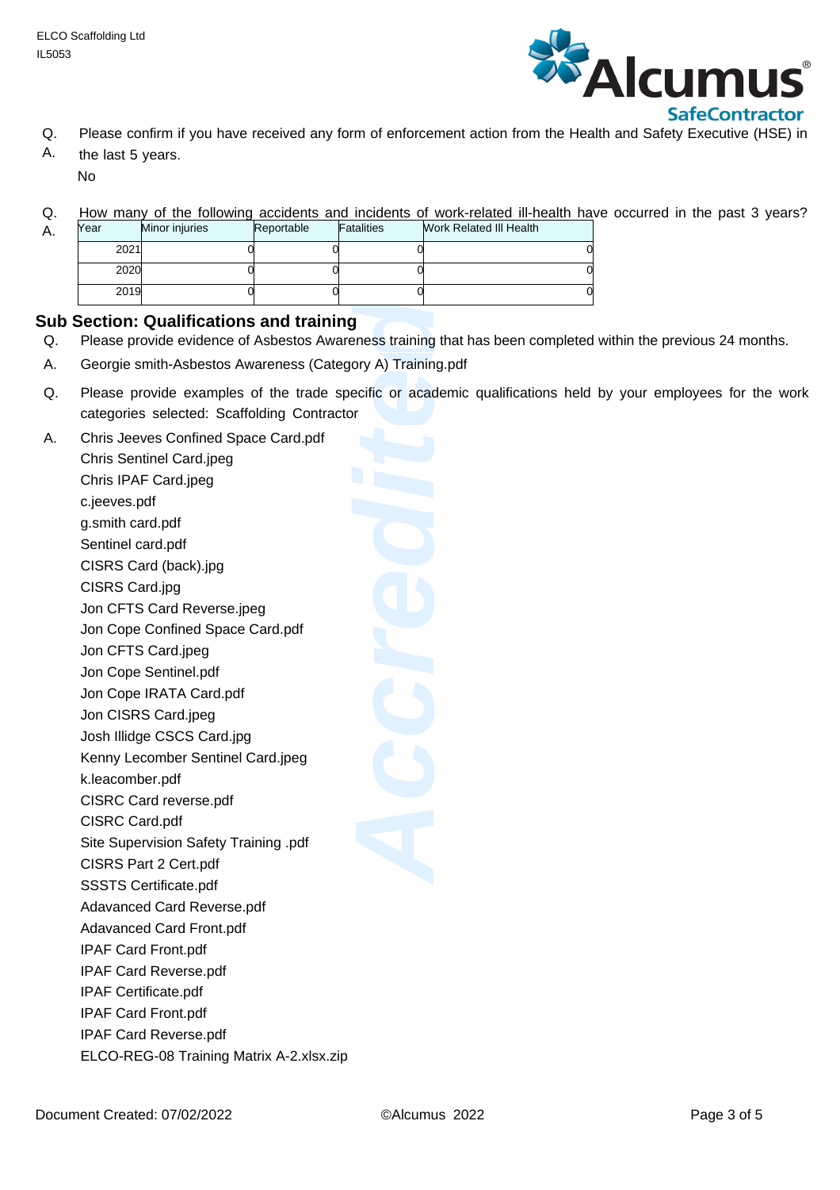Q. Please confirm if you have received any form of enforcement action from the Health and Safety Executive (HSE) in the last 5 years.

A. No

Q. How many of the following accidents and incidents of work-related ill-health have occurred in the past 3 years?

A.

| Year | Minor injuries | Reportable | Fatalities | Work Related Ill Health |
|---|---|---|---|---|
| 2021 | 0 | 0 | 0 | 0 |
| 2020 | 0 | 0 | 0 | 0 |
| 2019 | 0 | 0 | 0 | 0 |

## Sub Section: Qualifications and training

Q. Please provide evidence of Asbestos Awareness training that has been completed within the previous 24 months.

A. Georgie smith-Asbestos Awareness (Category A) Training.pdf

Q. Please provide examples of the trade specific or academic qualifications held by your employees for the work categories selected: Scaffolding Contractor

A. Chris Jeeves Confined Space Card.pdf
Chris Sentinel Card.jpeg
Chris IPAF Card.jpeg
c.jeeves.pdf
g.smith card.pdf
Sentinel card.pdf
CISRS Card (back).jpg
CISRS Card.jpg
Jon CFTS Card Reverse.jpeg
Jon Cope Confined Space Card.pdf
Jon CFTS Card.jpeg
Jon Cope Sentinel.pdf
Jon Cope IRATA Card.pdf
Jon CISRS Card.jpeg
Josh Illidge CSCS Card.jpg
Kenny Lecomber Sentinel Card.jpeg
k.leacomber.pdf
CISRC Card reverse.pdf
CISRC Card.pdf
Site Supervision Safety Training .pdf
CISRS Part 2 Cert.pdf
SSSTS Certificate.pdf
Adavanced Card Reverse.pdf
Adavanced Card Front.pdf
IPAF Card Front.pdf
IPAF Card Reverse.pdf
IPAF Certificate.pdf
IPAF Card Front.pdf
IPAF Card Reverse.pdf
ELCO-REG-08 Training Matrix A-2.xlsx.zip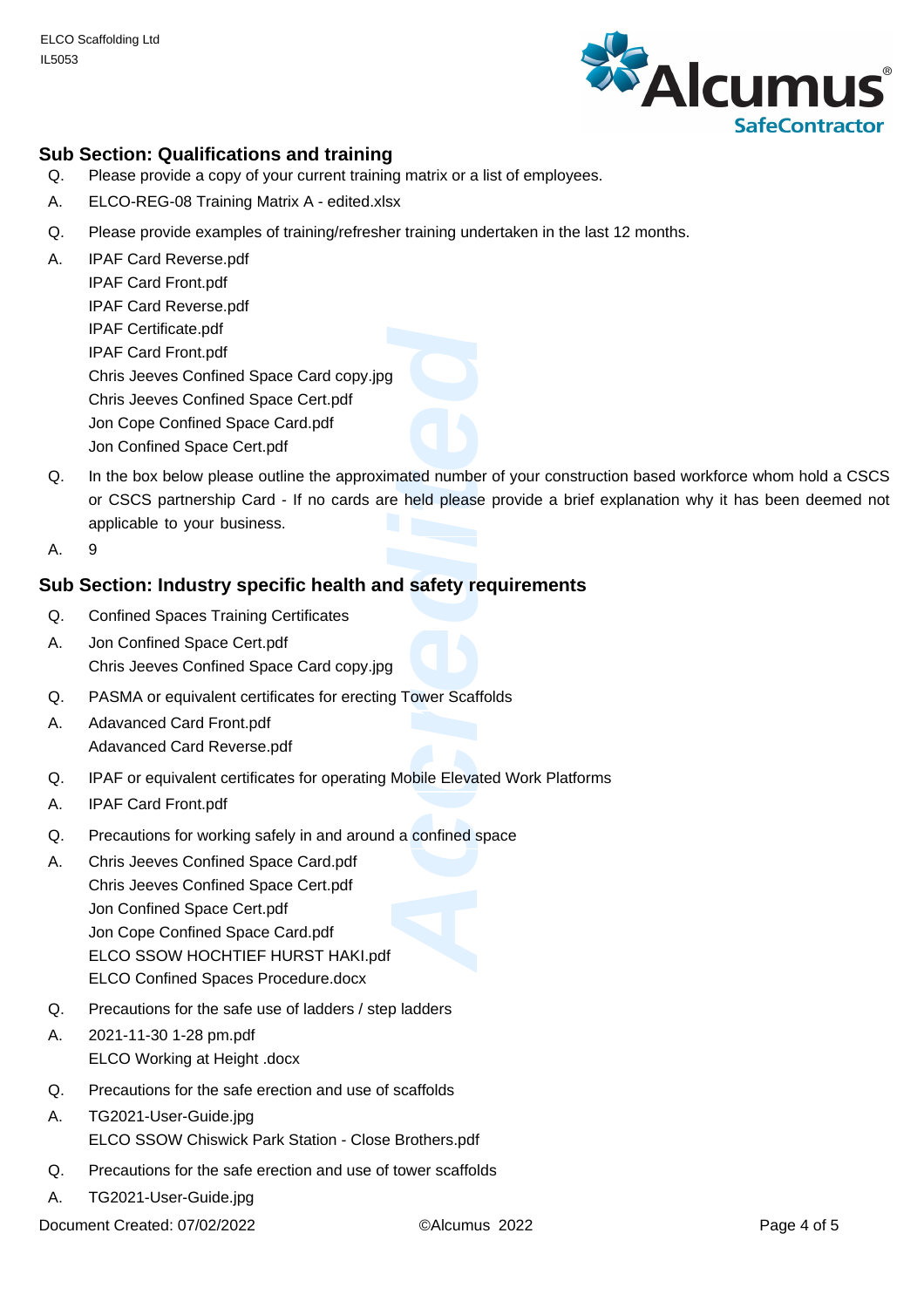## Sub Section: Qualifications and training

Q. Please provide a copy of your current training matrix or a list of employees.

A. ELCO-REG-08 Training Matrix A - edited.xlsx

Q. Please provide examples of training/refresher training undertaken in the last 12 months.

A. IPAF Card Reverse.pdf
IPAF Card Front.pdf
IPAF Card Reverse.pdf
IPAF Certificate.pdf
IPAF Card Front.pdf
Chris Jeeves Confined Space Card copy.jpg
Chris Jeeves Confined Space Cert.pdf
Jon Cope Confined Space Card.pdf
Jon Confined Space Cert.pdf

Q. In the box below please outline the approximated number of your construction based workforce whom hold a CSCS or CSCS partnership Card - If no cards are held please provide a brief explanation why it has been deemed not applicable to your business.

A. 9

## Sub Section: Industry specific health and safety requirements

Q. Confined Spaces Training Certificates

A. Jon Confined Space Cert.pdf
Chris Jeeves Confined Space Card copy.jpg

Q. PASMA or equivalent certificates for erecting Tower Scaffolds

A. Adavanced Card Front.pdf
Adavanced Card Reverse.pdf

Q. IPAF or equivalent certificates for operating Mobile Elevated Work Platforms

A. IPAF Card Front.pdf

Q. Precautions for working safely in and around a confined space

A. Chris Jeeves Confined Space Card.pdf
Chris Jeeves Confined Space Cert.pdf
Jon Confined Space Cert.pdf
Jon Cope Confined Space Card.pdf
ELCO SSOW HOCHTIEF HURST HAKI.pdf
ELCO Confined Spaces Procedure.docx

Q. Precautions for the safe use of ladders / step ladders

A. 2021-11-30 1-28 pm.pdf
ELCO Working at Height .docx

Q. Precautions for the safe erection and use of scaffolds

A. TG2021-User-Guide.jpg
ELCO SSOW Chiswick Park Station - Close Brothers.pdf

Q. Precautions for the safe erection and use of tower scaffolds

A. TG2021-User-Guide.jpg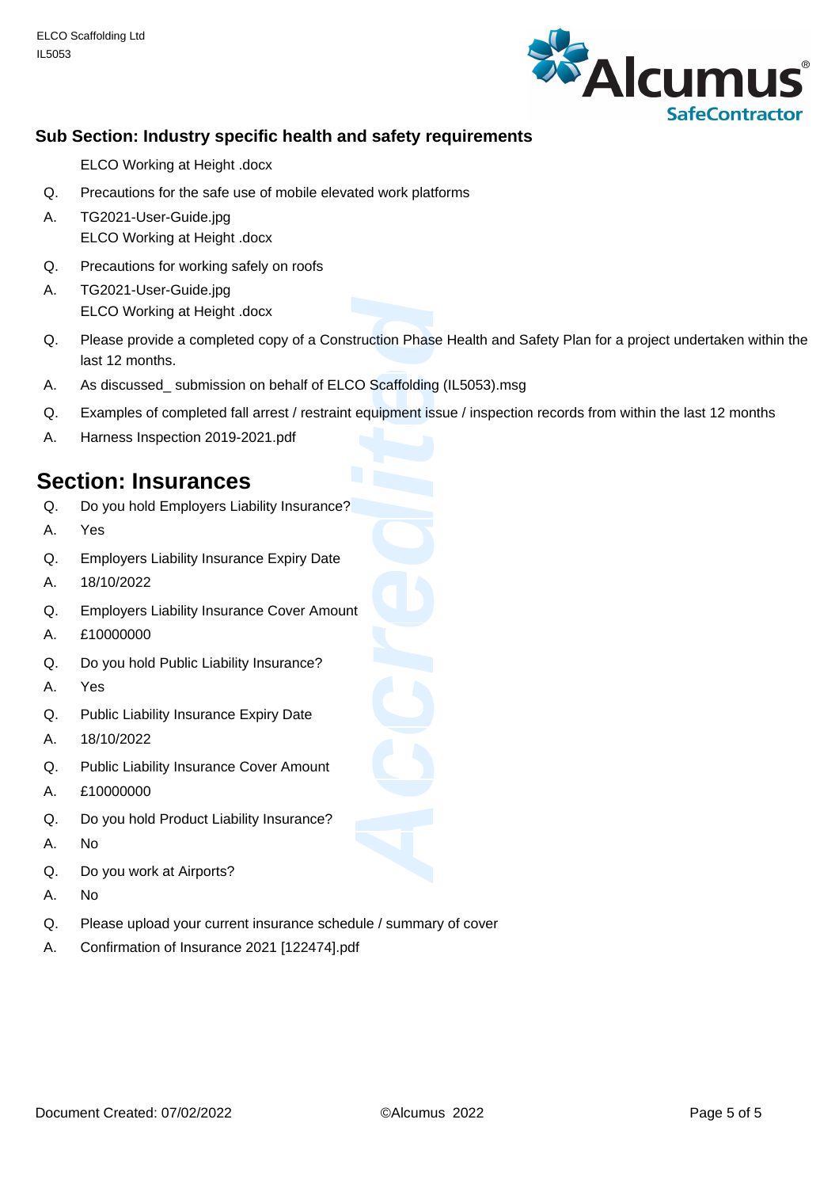### Sub Section: Industry specific health and safety requirements

ELCO Working at Height .docx

Q. Precautions for the safe use of mobile elevated work platforms

A. TG2021-User-Guide.jpg
ELCO Working at Height .docx

Q. Precautions for working safely on roofs

A. TG2021-User-Guide.jpg
ELCO Working at Height .docx

Q. Please provide a completed copy of a Construction Phase Health and Safety Plan for a project undertaken within the last 12 months.

A. As discussed_ submission on behalf of ELCO Scaffolding (IL5053).msg

Q. Examples of completed fall arrest / restraint equipment issue / inspection records from within the last 12 months

A. Harness Inspection 2019-2021.pdf

## Section: Insurances

Q. Do you hold Employers Liability Insurance?

A. Yes

Q. Employers Liability Insurance Expiry Date

A. 18/10/2022

Q. Employers Liability Insurance Cover Amount

A. £10000000

Q. Do you hold Public Liability Insurance?

A. Yes

Q. Public Liability Insurance Expiry Date

A. 18/10/2022

Q. Public Liability Insurance Cover Amount

A. £10000000

Q. Do you hold Product Liability Insurance?

A. No

Q. Do you work at Airports?

A. No

Q. Please upload your current insurance schedule / summary of cover

A. Confirmation of Insurance 2021 [122474].pdf